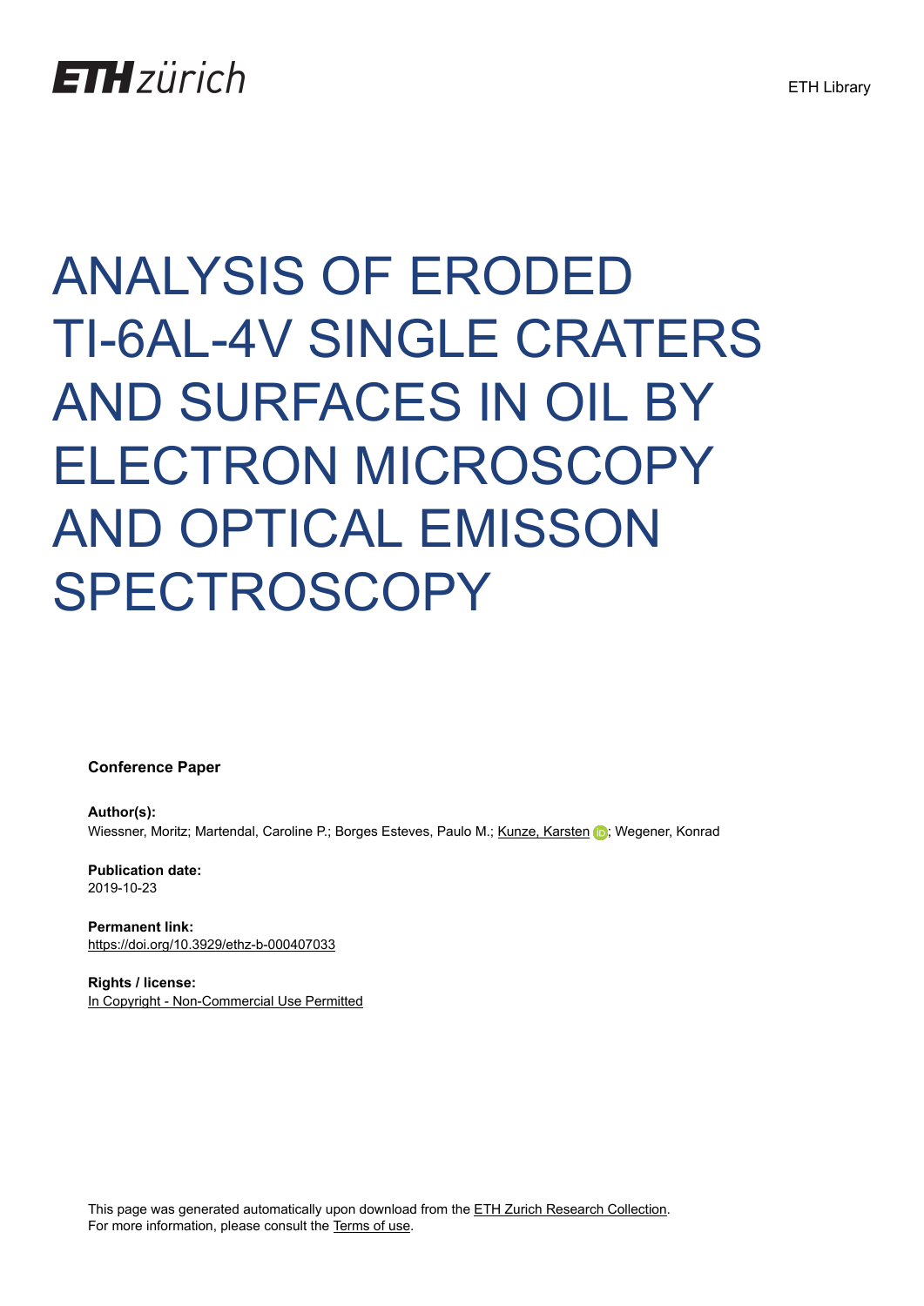ETH zürich

ETH Library

# ANALYSIS OF ERODED TI-6AL-4V SINGLE CRATERS AND SURFACES IN OIL BY ELECTRON MICROSCOPY AND OPTICAL EMISSON SPECTROSCOPY

**Conference Paper**

**Author(s):**
Wiessner, Moritz; Martendal, Caroline P.; Borges Esteves, Paulo M.; Kunze, Karsten; Wegener, Konrad

**Publication date:**
2019-10-23

**Permanent link:**
https://doi.org/10.3929/ethz-b-000407033

**Rights / license:**
In Copyright - Non-Commercial Use Permitted

This page was generated automatically upon download from the ETH Zurich Research Collection.
For more information, please consult the Terms of use.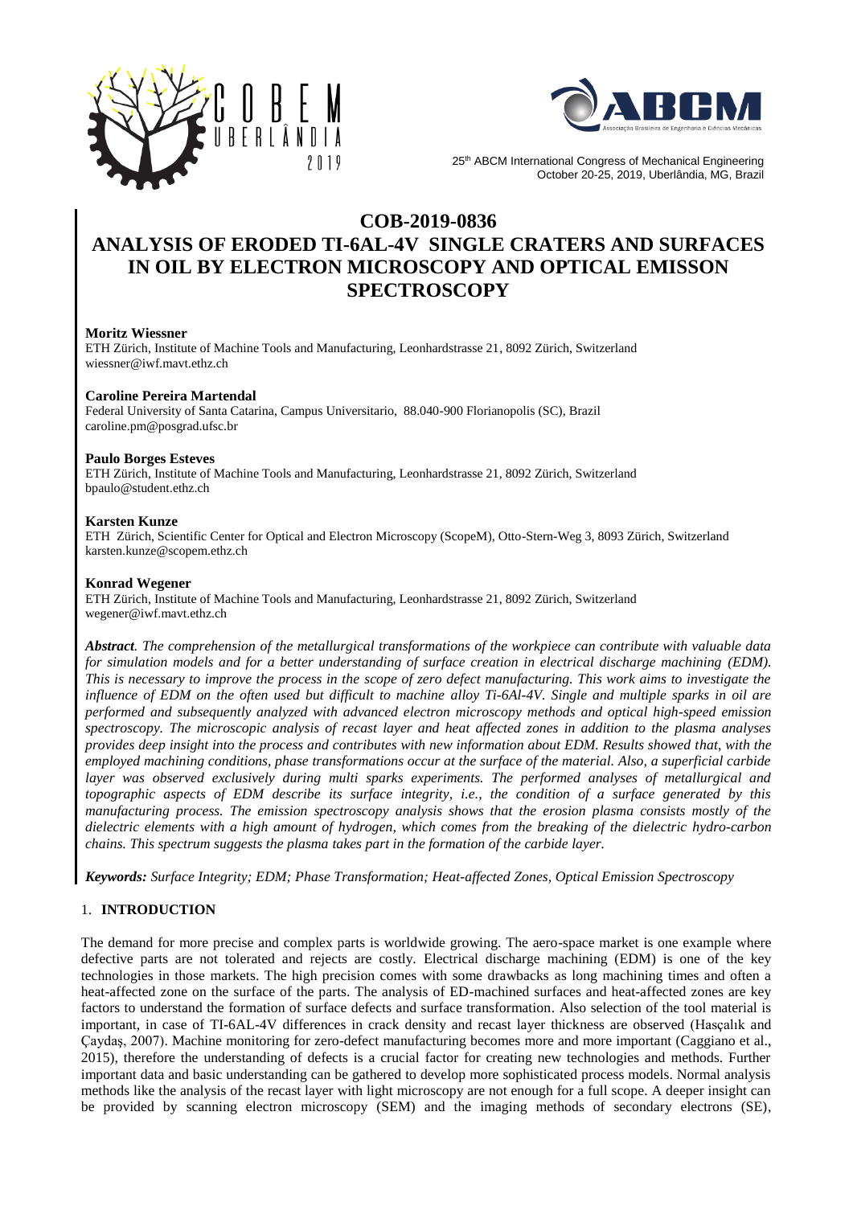## COB-2019-0836

# ANALYSIS OF ERODED TI-6AL-4V SINGLE CRATERS AND SURFACES IN OIL BY ELECTRON MICROSCOPY AND OPTICAL EMISSON SPECTROSCOPY

**Moritz Wiessner**
ETH Zürich, Institute of Machine Tools and Manufacturing, Leonhardstrasse 21, 8092 Zürich, Switzerland
wiessner@iwf.mavt.ethz.ch

**Caroline Pereira Martendal**
Federal University of Santa Catarina, Campus Universitario, 88.040-900 Florianopolis (SC), Brazil
caroline.pm@posgrad.ufsc.br

**Paulo Borges Esteves**
ETH Zürich, Institute of Machine Tools and Manufacturing, Leonhardstrasse 21, 8092 Zürich, Switzerland
bpaulo@student.ethz.ch

**Karsten Kunze**
ETH Zürich, Scientific Center for Optical and Electron Microscopy (ScopeM), Otto-Stern-Weg 3, 8093 Zürich, Switzerland
karsten.kunze@scopem.ethz.ch

**Konrad Wegener**
ETH Zürich, Institute of Machine Tools and Manufacturing, Leonhardstrasse 21, 8092 Zürich, Switzerland
wegener@iwf.mavt.ethz.ch

***Abstract****. The comprehension of the metallurgical transformations of the workpiece can contribute with valuable data for simulation models and for a better understanding of surface creation in electrical discharge machining (EDM). This is necessary to improve the process in the scope of zero defect manufacturing. This work aims to investigate the influence of EDM on the often used but difficult to machine alloy Ti-6Al-4V. Single and multiple sparks in oil are performed and subsequently analyzed with advanced electron microscopy methods and optical high-speed emission spectroscopy. The microscopic analysis of recast layer and heat affected zones in addition to the plasma analyses provides deep insight into the process and contributes with new information about EDM. Results showed that, with the employed machining conditions, phase transformations occur at the surface of the material. Also, a superficial carbide layer was observed exclusively during multi sparks experiments. The performed analyses of metallurgical and topographic aspects of EDM describe its surface integrity, i.e., the condition of a surface generated by this manufacturing process. The emission spectroscopy analysis shows that the erosion plasma consists mostly of the dielectric elements with a high amount of hydrogen, which comes from the breaking of the dielectric hydro-carbon chains. This spectrum suggests the plasma takes part in the formation of the carbide layer.*

***Keywords:*** *Surface Integrity; EDM; Phase Transformation; Heat-affected Zones, Optical Emission Spectroscopy*

## 1. INTRODUCTION

The demand for more precise and complex parts is worldwide growing. The aero-space market is one example where defective parts are not tolerated and rejects are costly. Electrical discharge machining (EDM) is one of the key technologies in those markets. The high precision comes with some drawbacks as long machining times and often a heat-affected zone on the surface of the parts. The analysis of ED-machined surfaces and heat-affected zones are key factors to understand the formation of surface defects and surface transformation. Also selection of the tool material is important, in case of TI-6AL-4V differences in crack density and recast layer thickness are observed (Hasçalık and Çaydaş, 2007). Machine monitoring for zero-defect manufacturing becomes more and more important (Caggiano et al., 2015), therefore the understanding of defects is a crucial factor for creating new technologies and methods. Further important data and basic understanding can be gathered to develop more sophisticated process models. Normal analysis methods like the analysis of the recast layer with light microscopy are not enough for a full scope. A deeper insight can be provided by scanning electron microscopy (SEM) and the imaging methods of secondary electrons (SE),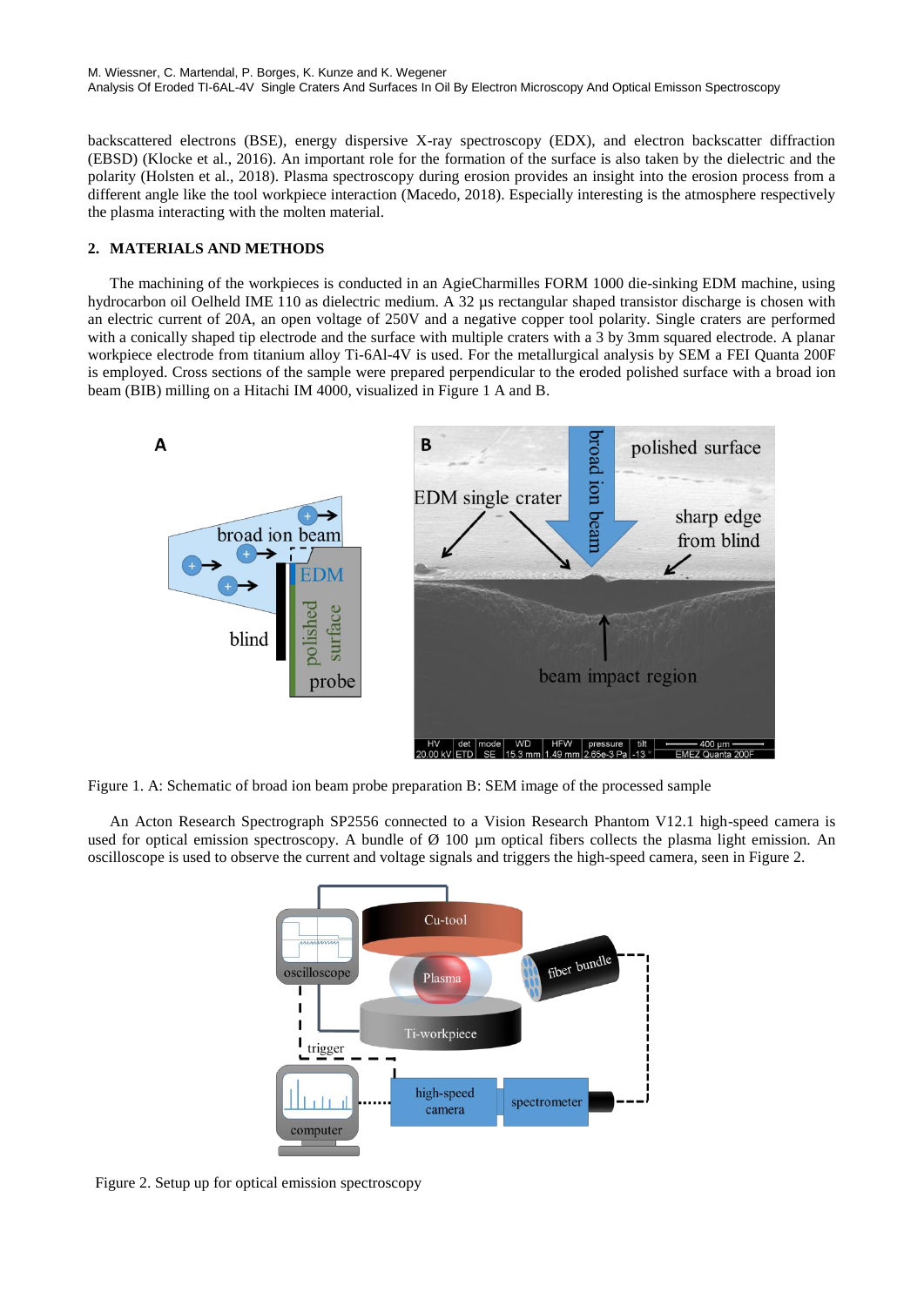backscattered electrons (BSE), energy dispersive X-ray spectroscopy (EDX), and electron backscatter diffraction (EBSD) (Klocke et al., 2016). An important role for the formation of the surface is also taken by the dielectric and the polarity (Holsten et al., 2018). Plasma spectroscopy during erosion provides an insight into the erosion process from a different angle like the tool workpiece interaction (Macedo, 2018). Especially interesting is the atmosphere respectively the plasma interacting with the molten material.

## 2. MATERIALS AND METHODS

The machining of the workpieces is conducted in an AgieCharmilles FORM 1000 die-sinking EDM machine, using hydrocarbon oil Oelheld IME 110 as dielectric medium. A 32 µs rectangular shaped transistor discharge is chosen with an electric current of 20A, an open voltage of 250V and a negative copper tool polarity. Single craters are performed with a conically shaped tip electrode and the surface with multiple craters with a 3 by 3mm squared electrode. A planar workpiece electrode from titanium alloy Ti-6Al-4V is used. For the metallurgical analysis by SEM a FEI Quanta 200F is employed. Cross sections of the sample were prepared perpendicular to the eroded polished surface with a broad ion beam (BIB) milling on a Hitachi IM 4000, visualized in Figure 1 A and B.

Figure 1. A: Schematic of broad ion beam probe preparation B: SEM image of the processed sample

An Acton Research Spectrograph SP2556 connected to a Vision Research Phantom V12.1 high-speed camera is used for optical emission spectroscopy. A bundle of Ø 100 µm optical fibers collects the plasma light emission. An oscilloscope is used to observe the current and voltage signals and triggers the high-speed camera, seen in Figure 2.

Figure 2. Setup up for optical emission spectroscopy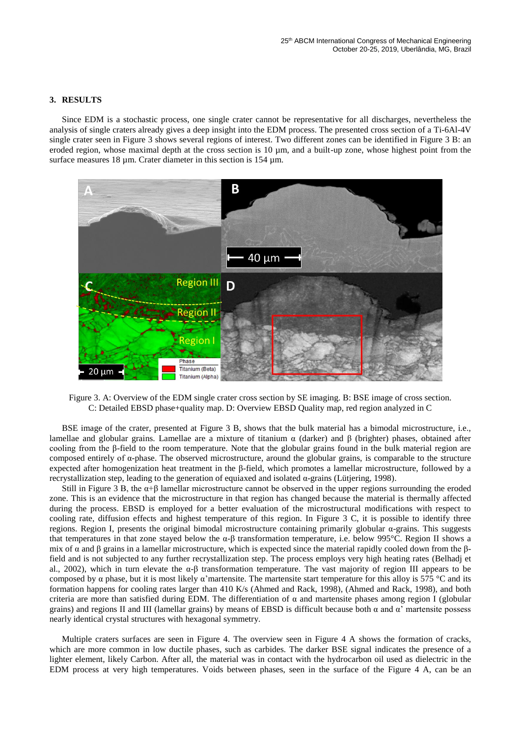## 3. RESULTS

Since EDM is a stochastic process, one single crater cannot be representative for all discharges, nevertheless the analysis of single craters already gives a deep insight into the EDM process. The presented cross section of a Ti-6Al-4V single crater seen in Figure 3 shows several regions of interest. Two different zones can be identified in Figure 3 B: an eroded region, whose maximal depth at the cross section is 10 µm, and a built-up zone, whose highest point from the surface measures 18 µm. Crater diameter in this section is 154 µm.

Figure 3. A: Overview of the EDM single crater cross section by SE imaging. B: BSE image of cross section. C: Detailed EBSD phase+quality map. D: Overview EBSD Quality map, red region analyzed in C

BSE image of the crater, presented at Figure 3 B, shows that the bulk material has a bimodal microstructure, i.e., lamellae and globular grains. Lamellae are a mixture of titanium α (darker) and β (brighter) phases, obtained after cooling from the β-field to the room temperature. Note that the globular grains found in the bulk material region are composed entirely of α-phase. The observed microstructure, around the globular grains, is comparable to the structure expected after homogenization heat treatment in the β-field, which promotes a lamellar microstructure, followed by a recrystallization step, leading to the generation of equiaxed and isolated α-grains (Lütjering, 1998).

Still in Figure 3 B, the α+β lamellar microstructure cannot be observed in the upper regions surrounding the eroded zone. This is an evidence that the microstructure in that region has changed because the material is thermally affected during the process. EBSD is employed for a better evaluation of the microstructural modifications with respect to cooling rate, diffusion effects and highest temperature of this region. In Figure 3 C, it is possible to identify three regions. Region I, presents the original bimodal microstructure containing primarily globular α-grains. This suggests that temperatures in that zone stayed below the α-β transformation temperature, i.e. below 995°C. Region II shows a mix of α and β grains in a lamellar microstructure, which is expected since the material rapidly cooled down from the β-field and is not subjected to any further recrystallization step. The process employs very high heating rates (Belhadj et al., 2002), which in turn elevate the α-β transformation temperature. The vast majority of region III appears to be composed by α phase, but it is most likely α'martensite. The martensite start temperature for this alloy is 575 °C and its formation happens for cooling rates larger than 410 K/s (Ahmed and Rack, 1998), (Ahmed and Rack, 1998), and both criteria are more than satisfied during EDM. The differentiation of α and martensite phases among region I (globular grains) and regions II and III (lamellar grains) by means of EBSD is difficult because both α and α' martensite possess nearly identical crystal structures with hexagonal symmetry.

Multiple craters surfaces are seen in Figure 4. The overview seen in Figure 4 A shows the formation of cracks, which are more common in low ductile phases, such as carbides. The darker BSE signal indicates the presence of a lighter element, likely Carbon. After all, the material was in contact with the hydrocarbon oil used as dielectric in the EDM process at very high temperatures. Voids between phases, seen in the surface of the Figure 4 A, can be an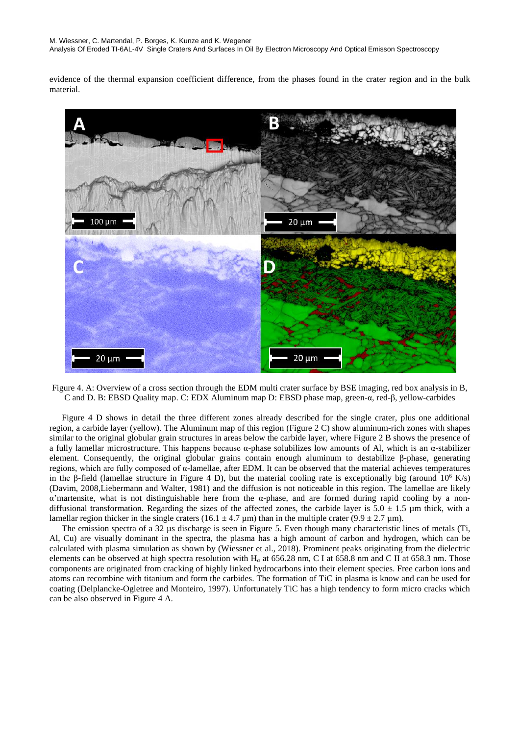evidence of the thermal expansion coefficient difference, from the phases found in the crater region and in the bulk material.

Figure 4. A: Overview of a cross section through the EDM multi crater surface by BSE imaging, red box analysis in B, C and D. B: EBSD Quality map. C: EDX Aluminum map D: EBSD phase map, green-α, red-β, yellow-carbides

Figure 4 D shows in detail the three different zones already described for the single crater, plus one additional region, a carbide layer (yellow). The Aluminum map of this region (Figure 2 C) show aluminum-rich zones with shapes similar to the original globular grain structures in areas below the carbide layer, where Figure 2 B shows the presence of a fully lamellar microstructure. This happens because α-phase solubilizes low amounts of Al, which is an α-stabilizer element. Consequently, the original globular grains contain enough aluminum to destabilize β-phase, generating regions, which are fully composed of α-lamellae, after EDM. It can be observed that the material achieves temperatures in the β-field (lamellae structure in Figure 4 D), but the material cooling rate is exceptionally big (around $10^6$ K/s) (Davim, 2008,Liebermann and Walter, 1981) and the diffusion is not noticeable in this region. The lamellae are likely α'martensite, what is not distinguishable here from the α-phase, and are formed during rapid cooling by a non-diffusional transformation. Regarding the sizes of the affected zones, the carbide layer is $5.0 \pm 1.5$ µm thick, with a lamellar region thicker in the single craters ($16.1 \pm 4.7$ µm) than in the multiple crater ($9.9 \pm 2.7$ µm).

The emission spectra of a 32 µs discharge is seen in Figure 5. Even though many characteristic lines of metals (Ti, Al, Cu) are visually dominant in the spectra, the plasma has a high amount of carbon and hydrogen, which can be calculated with plasma simulation as shown by (Wiessner et al., 2018). Prominent peaks originating from the dielectric elements can be observed at high spectra resolution with $H_\alpha$ at 656.28 nm, C I at 658.8 nm and C II at 658.3 nm. Those components are originated from cracking of highly linked hydrocarbons into their element species. Free carbon ions and atoms can recombine with titanium and form the carbides. The formation of TiC in plasma is know and can be used for coating (Delplancke-Ogletree and Monteiro, 1997). Unfortunately TiC has a high tendency to form micro cracks which can be also observed in Figure 4 A.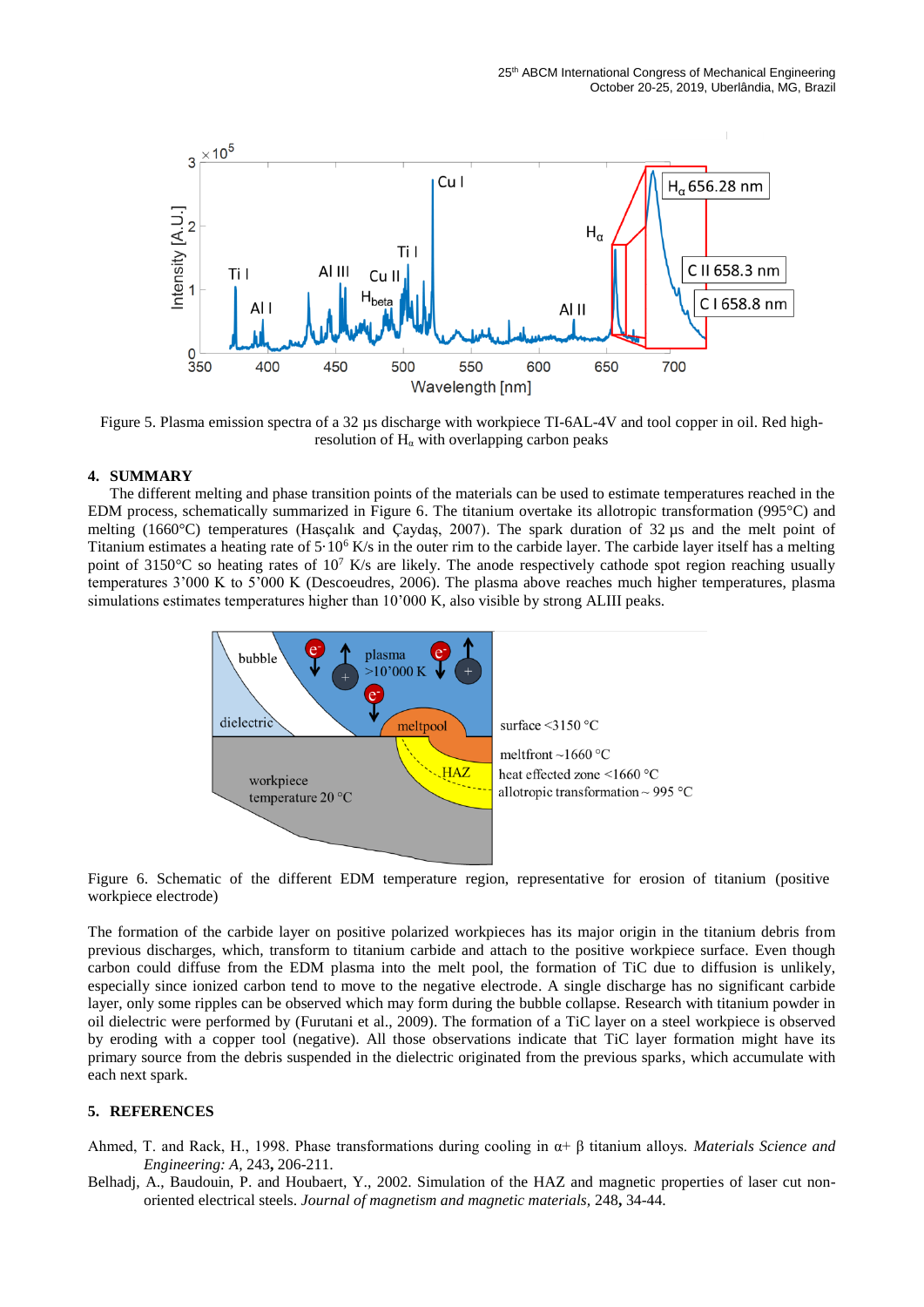Figure 5. Plasma emission spectra of a 32 µs discharge with workpiece TI-6AL-4V and tool copper in oil. Red high-resolution of $H_\alpha$ with overlapping carbon peaks

## 4. SUMMARY

The different melting and phase transition points of the materials can be used to estimate temperatures reached in the EDM process, schematically summarized in Figure 6. The titanium overtake its allotropic transformation (995°C) and melting (1660°C) temperatures (Hasçalık and Çaydaş, 2007). The spark duration of 32 µs and the melt point of Titanium estimates a heating rate of $5 \cdot 10^6$ K/s in the outer rim to the carbide layer. The carbide layer itself has a melting point of 3150°C so heating rates of $10^7$ K/s are likely. The anode respectively cathode spot region reaching usually temperatures 3'000 K to 5'000 K (Descoeudres, 2006). The plasma above reaches much higher temperatures, plasma simulations estimates temperatures higher than 10'000 K, also visible by strong ALIII peaks.

Figure 6. Schematic of the different EDM temperature region, representative for erosion of titanium (positive workpiece electrode)

The formation of the carbide layer on positive polarized workpieces has its major origin in the titanium debris from previous discharges, which, transform to titanium carbide and attach to the positive workpiece surface. Even though carbon could diffuse from the EDM plasma into the melt pool, the formation of TiC due to diffusion is unlikely, especially since ionized carbon tend to move to the negative electrode. A single discharge has no significant carbide layer, only some ripples can be observed which may form during the bubble collapse. Research with titanium powder in oil dielectric were performed by (Furutani et al., 2009). The formation of a TiC layer on a steel workpiece is observed by eroding with a copper tool (negative). All those observations indicate that TiC layer formation might have its primary source from the debris suspended in the dielectric originated from the previous sparks, which accumulate with each next spark.

## 5. REFERENCES

Ahmed, T. and Rack, H., 1998. Phase transformations during cooling in α+ β titanium alloys. *Materials Science and Engineering: A,* 243**,** 206-211.

Belhadj, A., Baudouin, P. and Houbaert, Y., 2002. Simulation of the HAZ and magnetic properties of laser cut non-oriented electrical steels. *Journal of magnetism and magnetic materials,* 248**,** 34-44.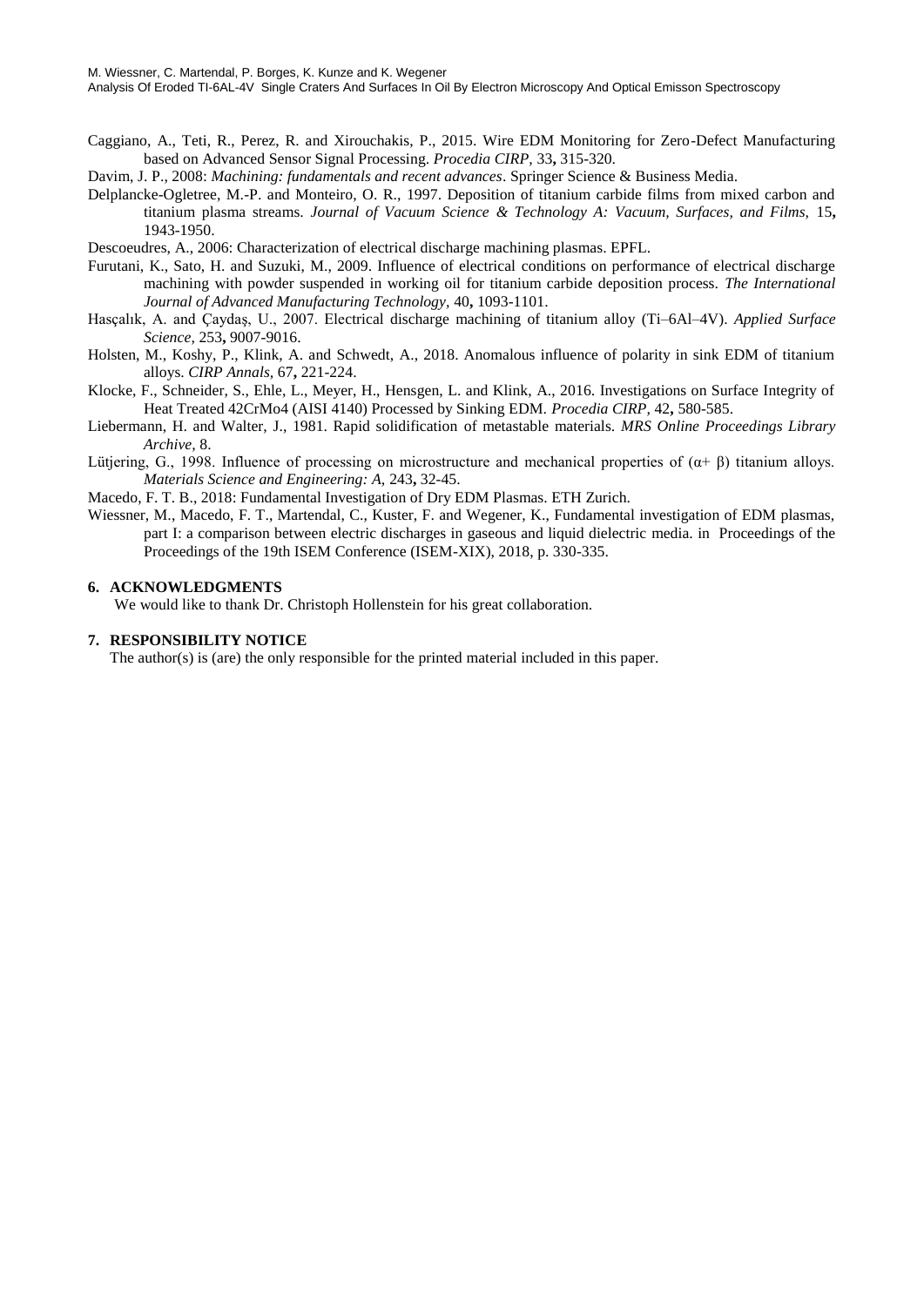Caggiano, A., Teti, R., Perez, R. and Xirouchakis, P., 2015. Wire EDM Monitoring for Zero-Defect Manufacturing based on Advanced Sensor Signal Processing. *Procedia CIRP,* 33**,** 315-320.

Davim, J. P., 2008: *Machining: fundamentals and recent advances*. Springer Science & Business Media.

Delplancke-Ogletree, M.-P. and Monteiro, O. R., 1997. Deposition of titanium carbide films from mixed carbon and titanium plasma streams. *Journal of Vacuum Science & Technology A: Vacuum, Surfaces, and Films,* 15**,** 1943-1950.

Descoeudres, A., 2006: Characterization of electrical discharge machining plasmas. EPFL.

Furutani, K., Sato, H. and Suzuki, M., 2009. Influence of electrical conditions on performance of electrical discharge machining with powder suspended in working oil for titanium carbide deposition process. *The International Journal of Advanced Manufacturing Technology,* 40**,** 1093-1101.

Hasçalık, A. and Çaydaş, U., 2007. Electrical discharge machining of titanium alloy (Ti–6Al–4V). *Applied Surface Science,* 253**,** 9007-9016.

Holsten, M., Koshy, P., Klink, A. and Schwedt, A., 2018. Anomalous influence of polarity in sink EDM of titanium alloys. *CIRP Annals,* 67**,** 221-224.

Klocke, F., Schneider, S., Ehle, L., Meyer, H., Hensgen, L. and Klink, A., 2016. Investigations on Surface Integrity of Heat Treated 42CrMo4 (AISI 4140) Processed by Sinking EDM. *Procedia CIRP,* 42**,** 580-585.

Liebermann, H. and Walter, J., 1981. Rapid solidification of metastable materials. *MRS Online Proceedings Library Archive,* 8.

Lütjering, G., 1998. Influence of processing on microstructure and mechanical properties of ($\alpha$+ $\beta$) titanium alloys. *Materials Science and Engineering: A,* 243**,** 32-45.

Macedo, F. T. B., 2018: Fundamental Investigation of Dry EDM Plasmas. ETH Zurich.

Wiessner, M., Macedo, F. T., Martendal, C., Kuster, F. and Wegener, K., Fundamental investigation of EDM plasmas, part I: a comparison between electric discharges in gaseous and liquid dielectric media. in Proceedings of the Proceedings of the 19th ISEM Conference (ISEM-XIX), 2018, p. 330-335.

## 6. ACKNOWLEDGMENTS

We would like to thank Dr. Christoph Hollenstein for his great collaboration.

## 7. RESPONSIBILITY NOTICE

The author(s) is (are) the only responsible for the printed material included in this paper.